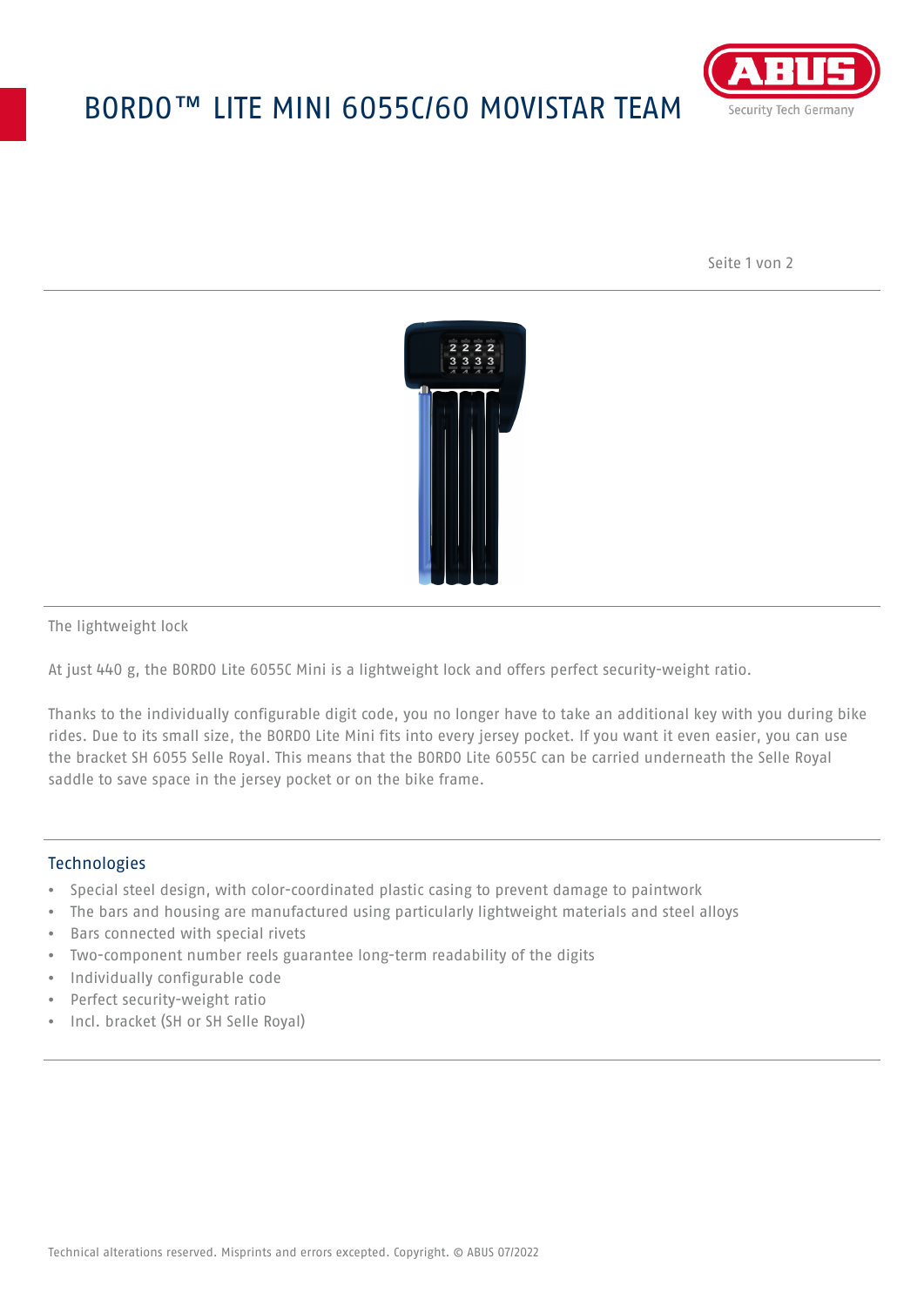# BORDO™ LITE MINI 6055C/60 MOVISTAR TEAM

The lightweight lock

At just 440 g, the BORDO Lite 6055C Mini is a lightweight lock and offers perfect security-weight ratio.

Thanks to the individually configurable digit code, you no longer have to take an additional key with you during bike rides. Due to its small size, the BORDO Lite Mini fits into every jersey pocket. If you want it even easier, you can use the bracket SH 6055 Selle Royal. This means that the BORDO Lite 6055C can be carried underneath the Selle Royal saddle to save space in the jersey pocket or on the bike frame.

## Technologies

- Special steel design, with color-coordinated plastic casing to prevent damage to paintwork
- The bars and housing are manufactured using particularly lightweight materials and steel alloys
- Bars connected with special rivets
- Two-component number reels guarantee long-term readability of the digits
- Individually configurable code
- Perfect security-weight ratio
- Incl. bracket (SH or SH Selle Royal)

Technical alterations reserved. Misprints and errors excepted. Copyright. © ABUS 07/2022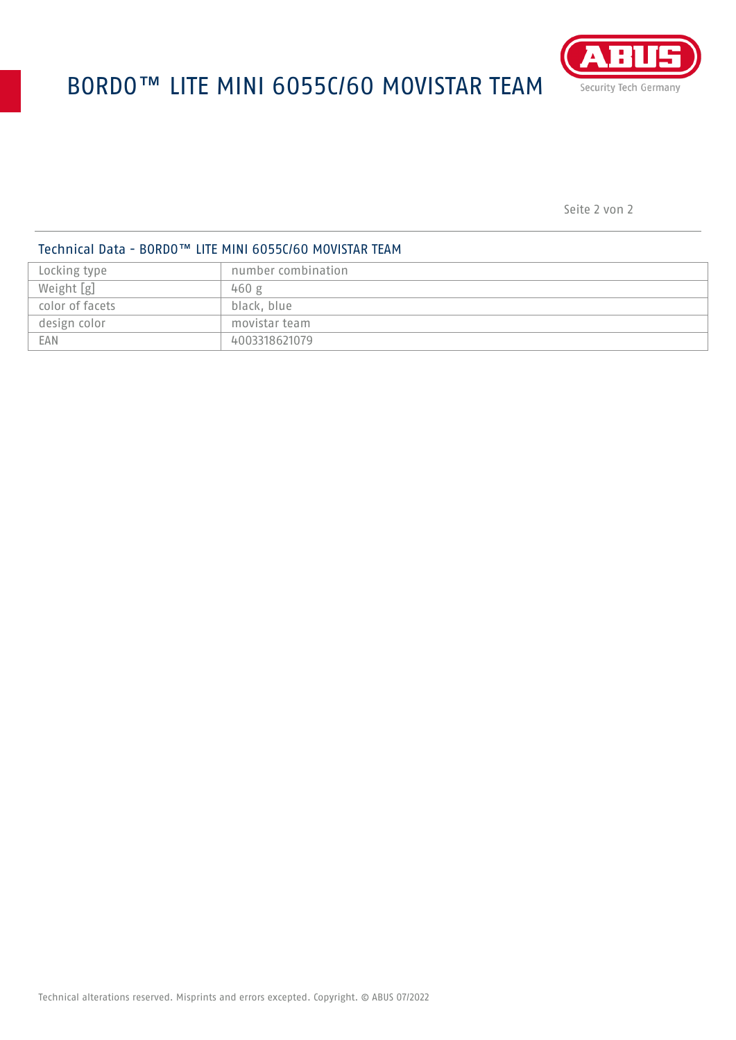## Technical Data - BORDO™ LITE MINI 6055C/60 MOVISTAR TEAM

| | |
|---|---|
| Locking type | number combination |
| Weight [g] | 460 g |
| color of facets | black, blue |
| design color | movistar team |
| EAN | 4003318621079 |

Technical alterations reserved. Misprints and errors excepted. Copyright. © ABUS 07/2022